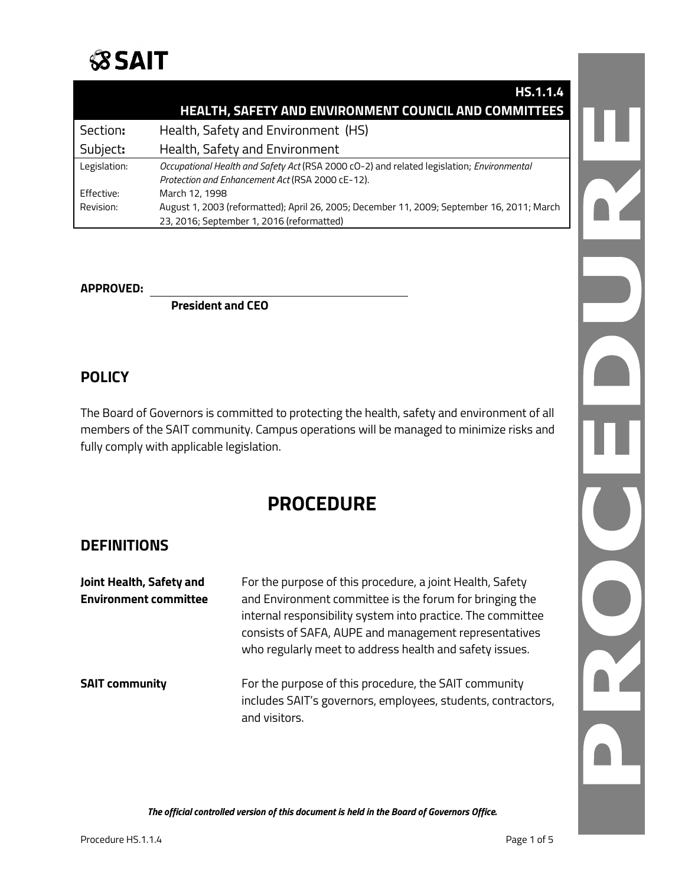SAIT

# HS.1.1.4
# HEALTH, SAFETY AND ENVIRONMENT COUNCIL AND COMMITTEES

| | |
|---|---|
| Section: | Health, Safety and Environment (HS) |
| Subject: | Health, Safety and Environment |
| Legislation: | *Occupational Health and Safety Act* (RSA 2000 cO-2) and related legislation; *Environmental Protection and Enhancement Act* (RSA 2000 cE-12). |
| Effective: | March 12, 1998 |
| Revision: | August 1, 2003 (reformatted); April 26, 2005; December 11, 2009; September 16, 2011; March 23, 2016; September 1, 2016 (reformatted) |

**APPROVED:** ______________________________

**President and CEO**

## POLICY

The Board of Governors is committed to protecting the health, safety and environment of all members of the SAIT community. Campus operations will be managed to minimize risks and fully comply with applicable legislation.

# PROCEDURE

## DEFINITIONS

| | |
|---|---|
| **Joint Health, Safety and Environment committee** | For the purpose of this procedure, a joint Health, Safety and Environment committee is the forum for bringing the internal responsibility system into practice. The committee consists of SAFA, AUPE and management representatives who regularly meet to address health and safety issues. |
| **SAIT community** | For the purpose of this procedure, the SAIT community includes SAIT's governors, employees, students, contractors, and visitors. |

*The official controlled version of this document is held in the Board of Governors Office.*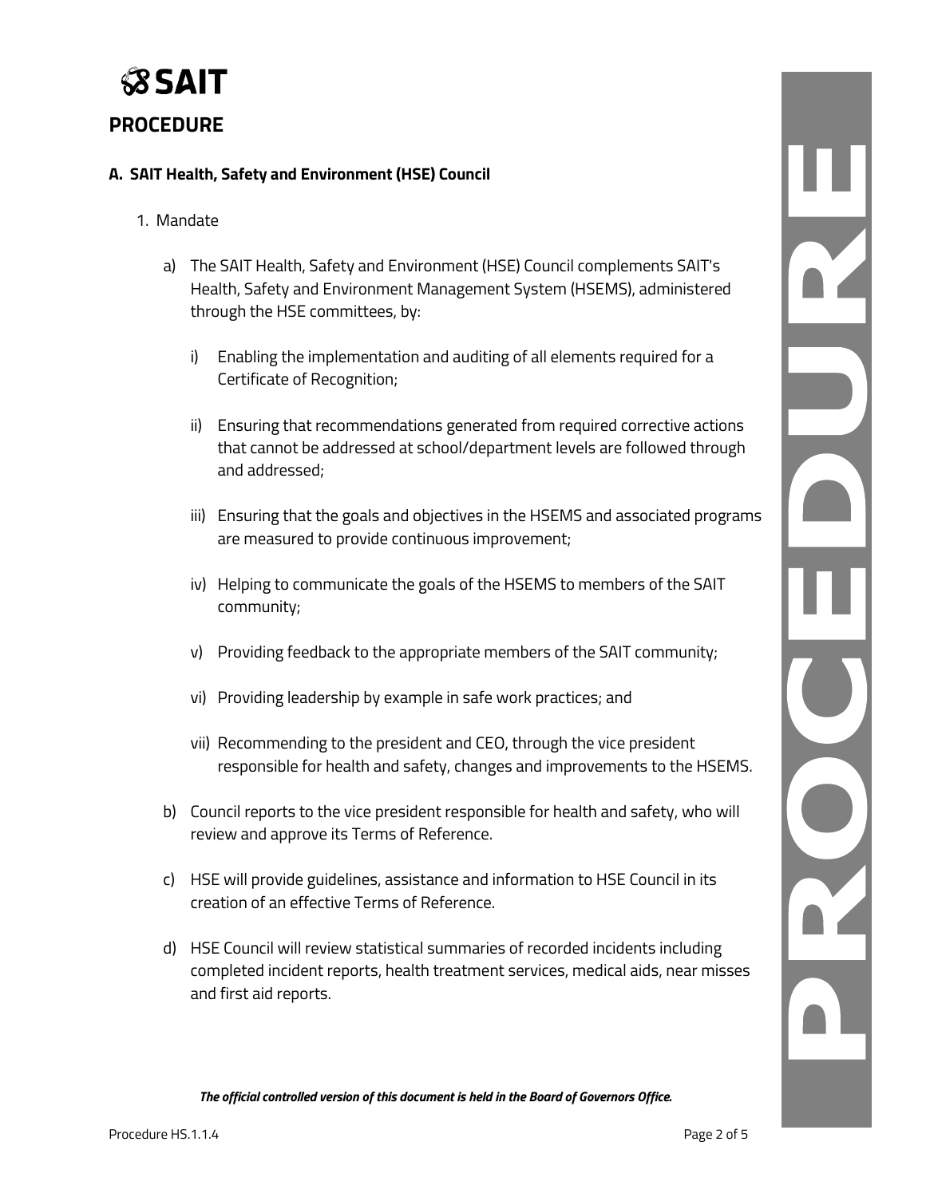## PROCEDURE

### A. SAIT Health, Safety and Environment (HSE) Council

1. Mandate

   a) The SAIT Health, Safety and Environment (HSE) Council complements SAIT's Health, Safety and Environment Management System (HSEMS), administered through the HSE committees, by:

      i) Enabling the implementation and auditing of all elements required for a Certificate of Recognition;

      ii) Ensuring that recommendations generated from required corrective actions that cannot be addressed at school/department levels are followed through and addressed;

      iii) Ensuring that the goals and objectives in the HSEMS and associated programs are measured to provide continuous improvement;

      iv) Helping to communicate the goals of the HSEMS to members of the SAIT community;

      v) Providing feedback to the appropriate members of the SAIT community;

      vi) Providing leadership by example in safe work practices; and

      vii) Recommending to the president and CEO, through the vice president responsible for health and safety, changes and improvements to the HSEMS.

   b) Council reports to the vice president responsible for health and safety, who will review and approve its Terms of Reference.

   c) HSE will provide guidelines, assistance and information to HSE Council in its creation of an effective Terms of Reference.

   d) HSE Council will review statistical summaries of recorded incidents including completed incident reports, health treatment services, medical aids, near misses and first aid reports.

***The official controlled version of this document is held in the Board of Governors Office.***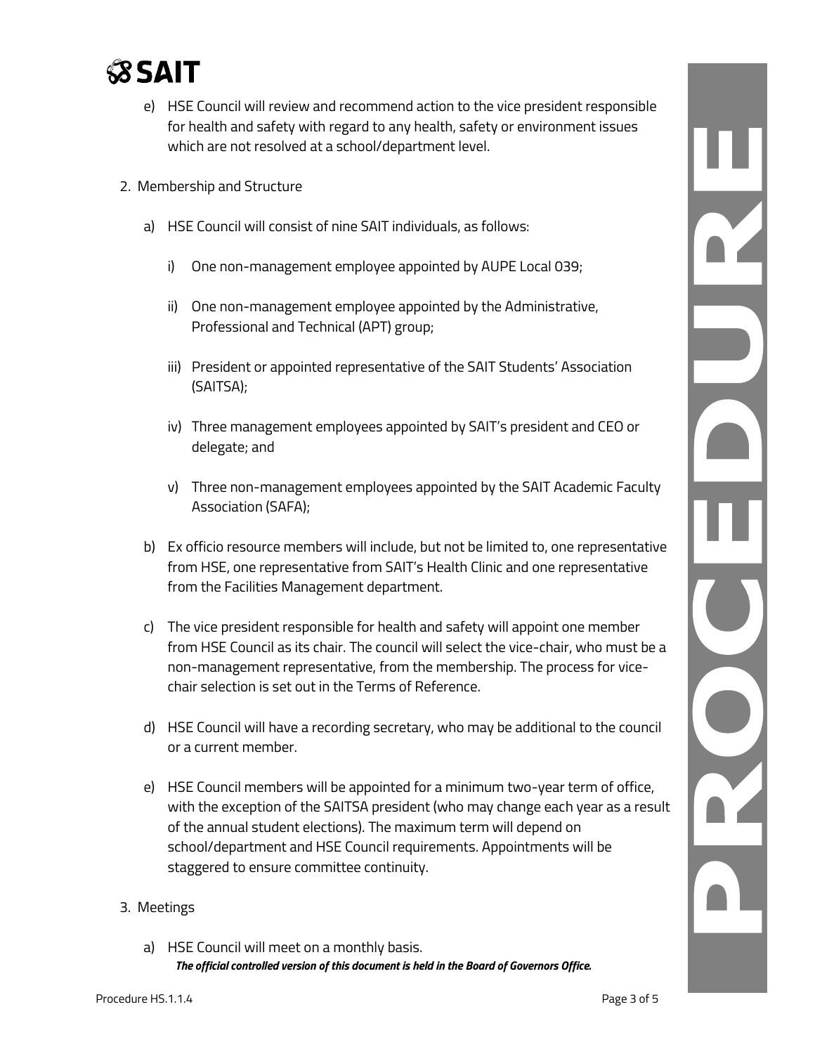e) HSE Council will review and recommend action to the vice president responsible for health and safety with regard to any health, safety or environment issues which are not resolved at a school/department level.

2. Membership and Structure

   a) HSE Council will consist of nine SAIT individuals, as follows:

      i) One non-management employee appointed by AUPE Local 039;

      ii) One non-management employee appointed by the Administrative, Professional and Technical (APT) group;

      iii) President or appointed representative of the SAIT Students' Association (SAITSA);

      iv) Three management employees appointed by SAIT's president and CEO or delegate; and

      v) Three non-management employees appointed by the SAIT Academic Faculty Association (SAFA);

   b) Ex officio resource members will include, but not be limited to, one representative from HSE, one representative from SAIT's Health Clinic and one representative from the Facilities Management department.

   c) The vice president responsible for health and safety will appoint one member from HSE Council as its chair. The council will select the vice-chair, who must be a non-management representative, from the membership. The process for vice-chair selection is set out in the Terms of Reference.

   d) HSE Council will have a recording secretary, who may be additional to the council or a current member.

   e) HSE Council members will be appointed for a minimum two-year term of office, with the exception of the SAITSA president (who may change each year as a result of the annual student elections). The maximum term will depend on school/department and HSE Council requirements. Appointments will be staggered to ensure committee continuity.

3. Meetings

   a) HSE Council will meet on a monthly basis.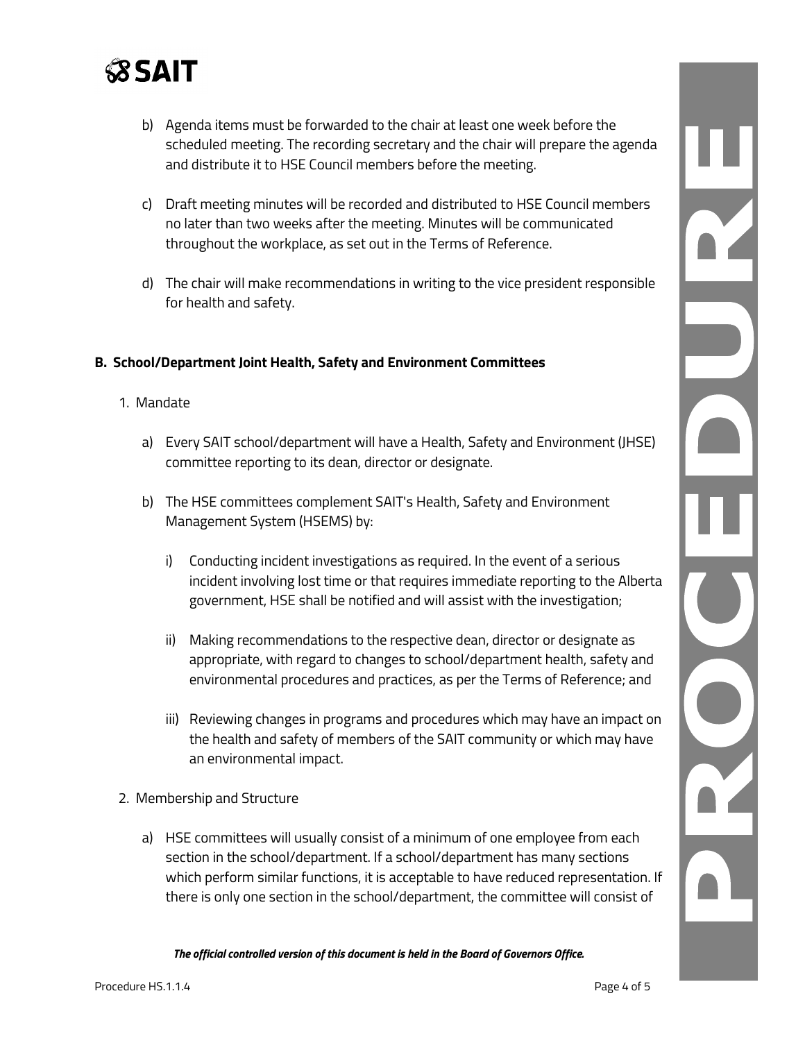b) Agenda items must be forwarded to the chair at least one week before the scheduled meeting. The recording secretary and the chair will prepare the agenda and distribute it to HSE Council members before the meeting.

c) Draft meeting minutes will be recorded and distributed to HSE Council members no later than two weeks after the meeting. Minutes will be communicated throughout the workplace, as set out in the Terms of Reference.

d) The chair will make recommendations in writing to the vice president responsible for health and safety.

## B. School/Department Joint Health, Safety and Environment Committees

1. Mandate

   a) Every SAIT school/department will have a Health, Safety and Environment (JHSE) committee reporting to its dean, director or designate.

   b) The HSE committees complement SAIT's Health, Safety and Environment Management System (HSEMS) by:

      i) Conducting incident investigations as required. In the event of a serious incident involving lost time or that requires immediate reporting to the Alberta government, HSE shall be notified and will assist with the investigation;

      ii) Making recommendations to the respective dean, director or designate as appropriate, with regard to changes to school/department health, safety and environmental procedures and practices, as per the Terms of Reference; and

      iii) Reviewing changes in programs and procedures which may have an impact on the health and safety of members of the SAIT community or which may have an environmental impact.

2. Membership and Structure

   a) HSE committees will usually consist of a minimum of one employee from each section in the school/department. If a school/department has many sections which perform similar functions, it is acceptable to have reduced representation. If there is only one section in the school/department, the committee will consist of

*The official controlled version of this document is held in the Board of Governors Office.*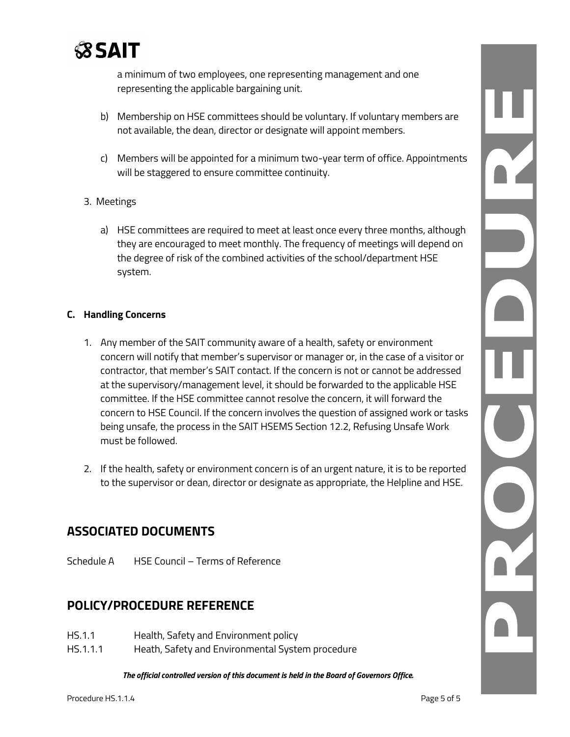a minimum of two employees, one representing management and one representing the applicable bargaining unit.

b) Membership on HSE committees should be voluntary. If voluntary members are not available, the dean, director or designate will appoint members.

c) Members will be appointed for a minimum two-year term of office. Appointments will be staggered to ensure committee continuity.

3. Meetings

a) HSE committees are required to meet at least once every three months, although they are encouraged to meet monthly. The frequency of meetings will depend on the degree of risk of the combined activities of the school/department HSE system.

**C. Handling Concerns**

1. Any member of the SAIT community aware of a health, safety or environment concern will notify that member's supervisor or manager or, in the case of a visitor or contractor, that member's SAIT contact. If the concern is not or cannot be addressed at the supervisory/management level, it should be forwarded to the applicable HSE committee. If the HSE committee cannot resolve the concern, it will forward the concern to HSE Council. If the concern involves the question of assigned work or tasks being unsafe, the process in the SAIT HSEMS Section 12.2, Refusing Unsafe Work must be followed.

2. If the health, safety or environment concern is of an urgent nature, it is to be reported to the supervisor or dean, director or designate as appropriate, the Helpline and HSE.

## ASSOCIATED DOCUMENTS

Schedule A HSE Council – Terms of Reference

## POLICY/PROCEDURE REFERENCE

HS.1.1 Health, Safety and Environment policy
HS.1.1.1 Heath, Safety and Environmental System procedure

***The official controlled version of this document is held in the Board of Governors Office.***